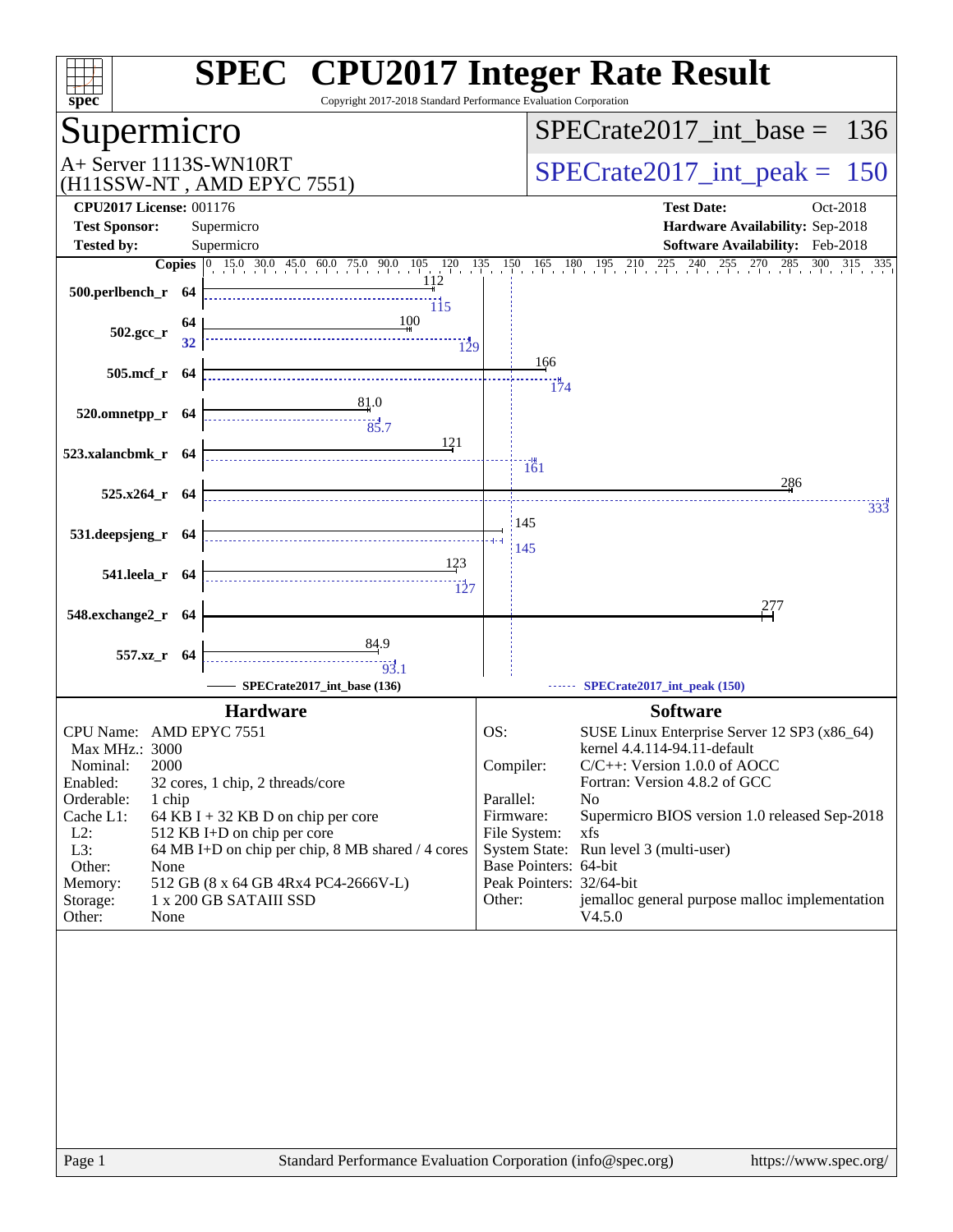# SPEC CPU2017 Integer Rate Result

Copyright 2017-2018 Standard Performance Evaluation Corporation

## Supermicro

A+ Server 1113S-WN10RT
(H11SSW-NT , AMD EPYC 7551)

SPECrate2017_int_base = 136

SPECrate2017_int_peak = 150

| | | | |
|---|---|---|---|
| **CPU2017 License:** | 001176 | **Test Date:** | Oct-2018 |
| **Test Sponsor:** | Supermicro | **Hardware Availability:** | Sep-2018 |
| **Tested by:** | Supermicro | **Software Availability:** | Feb-2018 |

| Benchmark | Copies | Base | Peak |
|---|---|---|---|
| 500.perlbench_r | 64 | 112 | 115 |
| 502.gcc_r | 64 (base) / 32 (peak) | 100 | 129 |
| 505.mcf_r | 64 | 166 | 174 |
| 520.omnetpp_r | 64 | 81.0 | 85.7 |
| 523.xalancbmk_r | 64 | 121 | 161 |
| 525.x264_r | 64 | 286 | 333 |
| 531.deepsjeng_r | 64 | 145 | 145 |
| 541.leela_r | 64 | 123 | 127 |
| 548.exchange2_r | 64 | 277 | 277 |
| 557.xz_r | 64 | 84.9 | 93.1 |

SPECrate2017_int_base (136) — SPECrate2017_int_peak (150)

### Hardware

| | |
|---|---|
| CPU Name: | AMD EPYC 7551 |
| Max MHz.: | 3000 |
| Nominal: | 2000 |
| Enabled: | 32 cores, 1 chip, 2 threads/core |
| Orderable: | 1 chip |
| Cache L1: | 64 KB I + 32 KB D on chip per core |
| L2: | 512 KB I+D on chip per core |
| L3: | 64 MB I+D on chip per chip, 8 MB shared / 4 cores |
| Other: | None |
| Memory: | 512 GB (8 x 64 GB 4Rx4 PC4-2666V-L) |
| Storage: | 1 x 200 GB SATAIII SSD |
| Other: | None |

### Software

| | |
|---|---|
| OS: | SUSE Linux Enterprise Server 12 SP3 (x86_64) kernel 4.4.114-94.11-default |
| Compiler: | C/C++: Version 1.0.0 of AOCC Fortran: Version 4.8.2 of GCC |
| Parallel: | No |
| Firmware: | Supermicro BIOS version 1.0 released Sep-2018 |
| File System: | xfs |
| System State: | Run level 3 (multi-user) |
| Base Pointers: | 64-bit |
| Peak Pointers: | 32/64-bit |
| Other: | jemalloc general purpose malloc implementation V4.5.0 |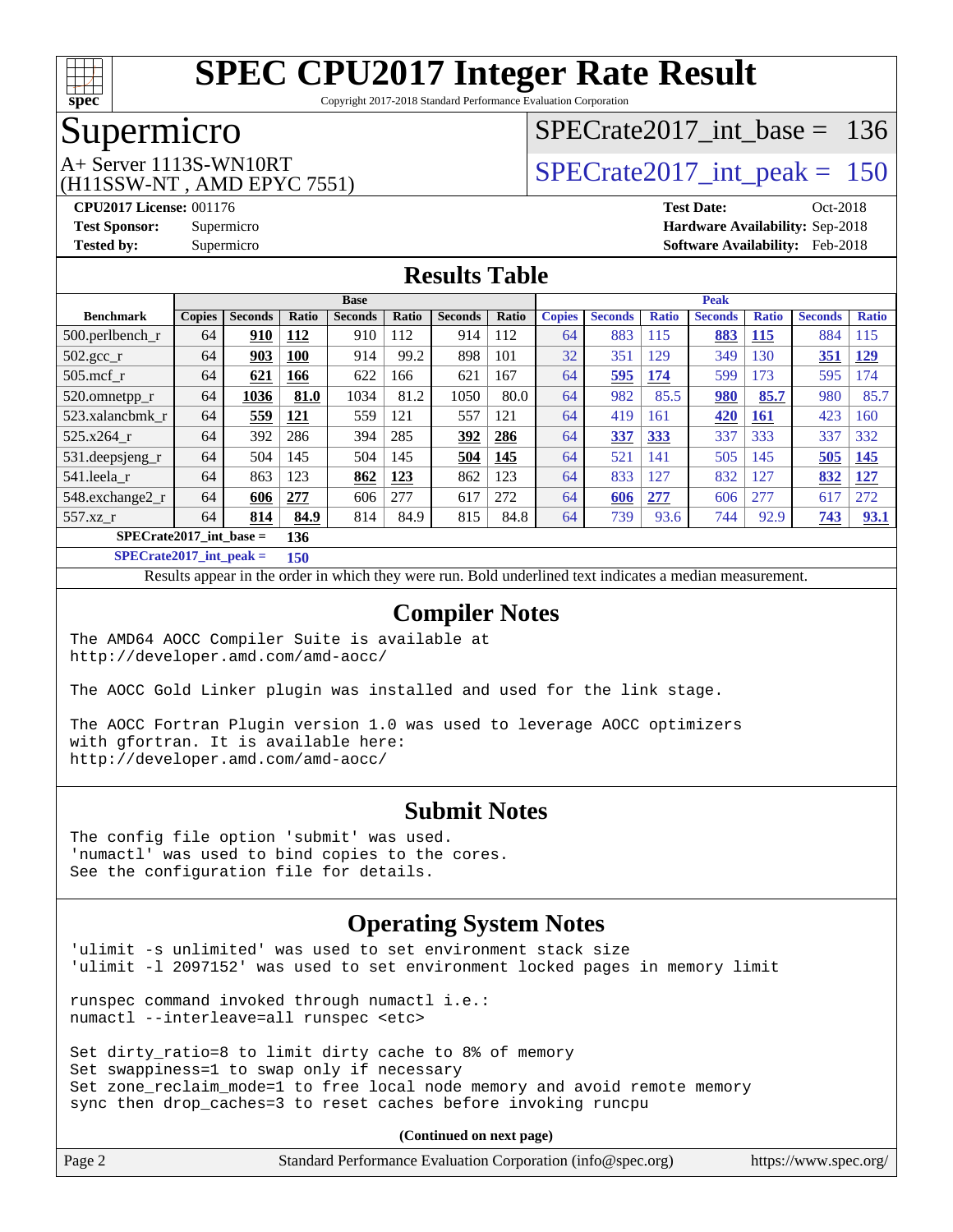# SPEC CPU2017 Integer Rate Result

Copyright 2017-2018 Standard Performance Evaluation Corporation

## Supermicro

A+ Server 1113S-WN10RT
(H11SSW-NT , AMD EPYC 7551)

SPECrate2017_int_base = 136

SPECrate2017_int_peak = 150

**CPU2017 License:** 001176
**Test Sponsor:** Supermicro
**Tested by:** Supermicro

**Test Date:** Oct-2018
**Hardware Availability:** Sep-2018
**Software Availability:** Feb-2018

## Results Table

| | Base | | | | | | | Peak | | | | | | |
|---|---|---|---|---|---|---|---|---|---|---|---|---|---|---|
| **Benchmark** | **Copies** | **Seconds** | **Ratio** | **Seconds** | **Ratio** | **Seconds** | **Ratio** | **Copies** | **Seconds** | **Ratio** | **Seconds** | **Ratio** | **Seconds** | **Ratio** |
| 500.perlbench_r | 64 | **910** | **112** | 910 | 112 | 914 | 112 | 64 | 883 | 115 | **883** | **115** | 884 | 115 |
| 502.gcc_r | 64 | **903** | **100** | 914 | 99.2 | 898 | 101 | 32 | 351 | 129 | 349 | 130 | **351** | **129** |
| 505.mcf_r | 64 | **621** | **166** | 622 | 166 | 621 | 167 | 64 | **595** | **174** | 599 | 173 | 595 | 174 |
| 520.omnetpp_r | 64 | **1036** | **81.0** | 1034 | 81.2 | 1050 | 80.0 | 64 | 982 | 85.5 | **980** | **85.7** | 980 | 85.7 |
| 523.xalancbmk_r | 64 | **559** | **121** | 559 | 121 | 557 | 121 | 64 | 419 | 161 | **420** | **161** | 423 | 160 |
| 525.x264_r | 64 | 392 | 286 | 394 | 285 | **392** | **286** | 64 | **337** | **333** | 337 | 333 | 337 | 332 |
| 531.deepsjeng_r | 64 | 504 | 145 | 504 | 145 | **504** | **145** | 64 | 521 | 141 | 505 | 145 | **505** | **145** |
| 541.leela_r | 64 | 863 | 123 | **862** | **123** | 862 | 123 | 64 | 833 | 127 | 832 | 127 | **832** | **127** |
| 548.exchange2_r | 64 | **606** | **277** | 606 | 277 | 617 | 272 | 64 | **606** | **277** | 606 | 277 | 617 | 272 |
| 557.xz_r | 64 | **814** | **84.9** | 814 | 84.9 | 815 | 84.8 | 64 | 739 | 93.6 | 744 | 92.9 | **743** | **93.1** |

**SPECrate2017_int_base = 136**

**SPECrate2017_int_peak = 150**

Results appear in the order in which they were run. Bold underlined text indicates a median measurement.

## Compiler Notes

```
The AMD64 AOCC Compiler Suite is available at
http://developer.amd.com/amd-aocc/

The AOCC Gold Linker plugin was installed and used for the link stage.

The AOCC Fortran Plugin version 1.0 was used to leverage AOCC optimizers
with gfortran. It is available here:
http://developer.amd.com/amd-aocc/
```

## Submit Notes

```
The config file option 'submit' was used.
'numactl' was used to bind copies to the cores.
See the configuration file for details.
```

## Operating System Notes

```
'ulimit -s unlimited' was used to set environment stack size
'ulimit -l 2097152' was used to set environment locked pages in memory limit

runspec command invoked through numactl i.e.:
numactl --interleave=all runspec <etc>

Set dirty_ratio=8 to limit dirty cache to 8% of memory
Set swappiness=1 to swap only if necessary
Set zone_reclaim_mode=1 to free local node memory and avoid remote memory
sync then drop_caches=3 to reset caches before invoking runcpu
```

**(Continued on next page)**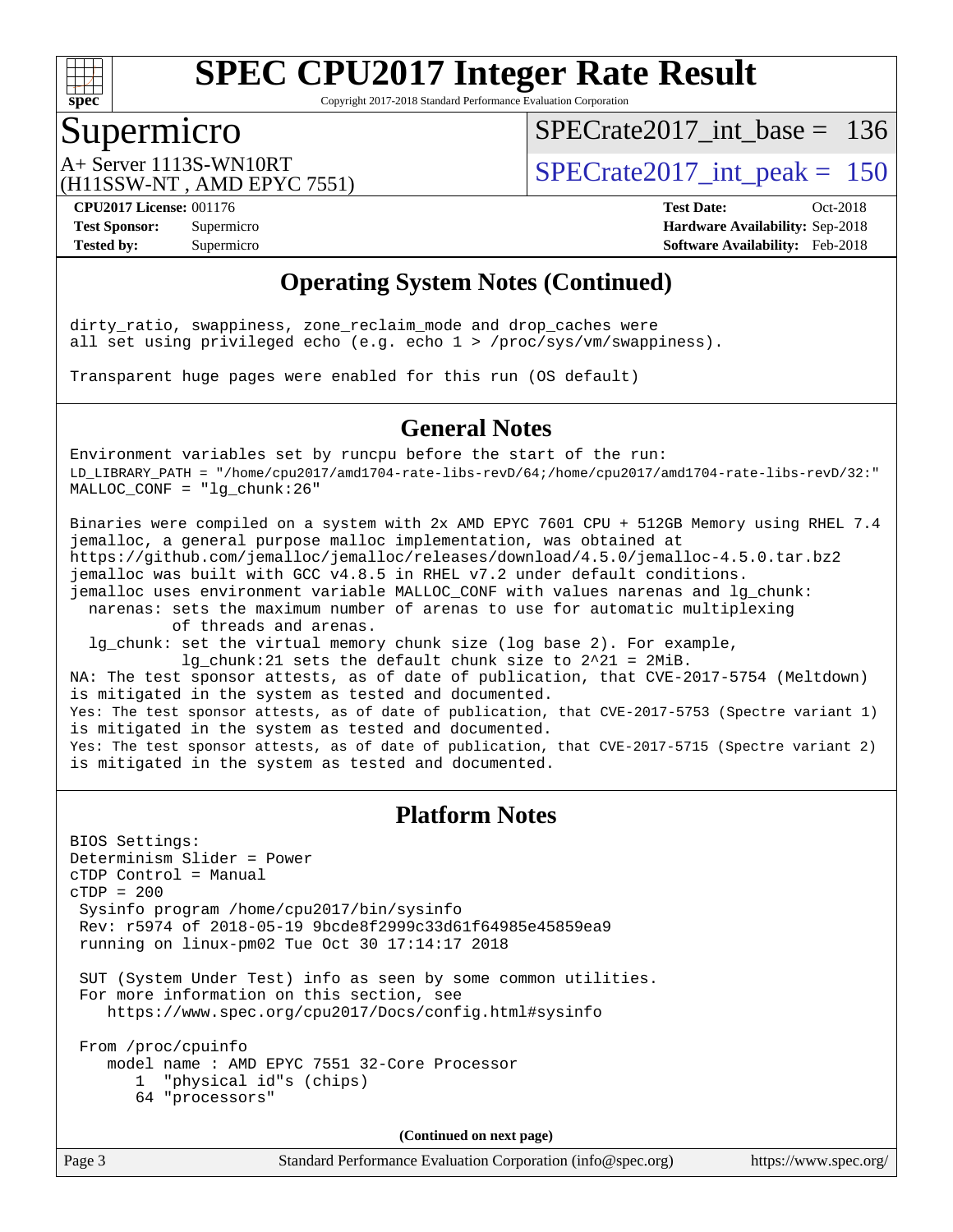## Operating System Notes (Continued)

```
dirty_ratio, swappiness, zone_reclaim_mode and drop_caches were
all set using privileged echo (e.g. echo 1 > /proc/sys/vm/swappiness).

Transparent huge pages were enabled for this run (OS default)
```

## General Notes

```
Environment variables set by runcpu before the start of the run:
LD_LIBRARY_PATH = "/home/cpu2017/amd1704-rate-libs-revD/64;/home/cpu2017/amd1704-rate-libs-revD/32:"
MALLOC_CONF = "lg_chunk:26"

Binaries were compiled on a system with 2x AMD EPYC 7601 CPU + 512GB Memory using RHEL 7.4
jemalloc, a general purpose malloc implementation, was obtained at
https://github.com/jemalloc/jemalloc/releases/download/4.5.0/jemalloc-4.5.0.tar.bz2
jemalloc was built with GCC v4.8.5 in RHEL v7.2 under default conditions.
jemalloc uses environment variable MALLOC_CONF with values narenas and lg_chunk:
  narenas: sets the maximum number of arenas to use for automatic multiplexing
           of threads and arenas.
  lg_chunk: set the virtual memory chunk size (log base 2). For example,
            lg_chunk:21 sets the default chunk size to 2^21 = 2MiB.
NA: The test sponsor attests, as of date of publication, that CVE-2017-5754 (Meltdown)
is mitigated in the system as tested and documented.
Yes: The test sponsor attests, as of date of publication, that CVE-2017-5753 (Spectre variant 1)
is mitigated in the system as tested and documented.
Yes: The test sponsor attests, as of date of publication, that CVE-2017-5715 (Spectre variant 2)
is mitigated in the system as tested and documented.
```

## Platform Notes

```
BIOS Settings:
Determinism Slider = Power
cTDP Control = Manual
cTDP = 200
 Sysinfo program /home/cpu2017/bin/sysinfo
 Rev: r5974 of 2018-05-19 9bcde8f2999c33d61f64985e45859ea9
 running on linux-pm02 Tue Oct 30 17:14:17 2018

 SUT (System Under Test) info as seen by some common utilities.
 For more information on this section, see
    https://www.spec.org/cpu2017/Docs/config.html#sysinfo

 From /proc/cpuinfo
    model name : AMD EPYC 7551 32-Core Processor
       1  "physical id"s (chips)
       64 "processors"
```

(Continued on next page)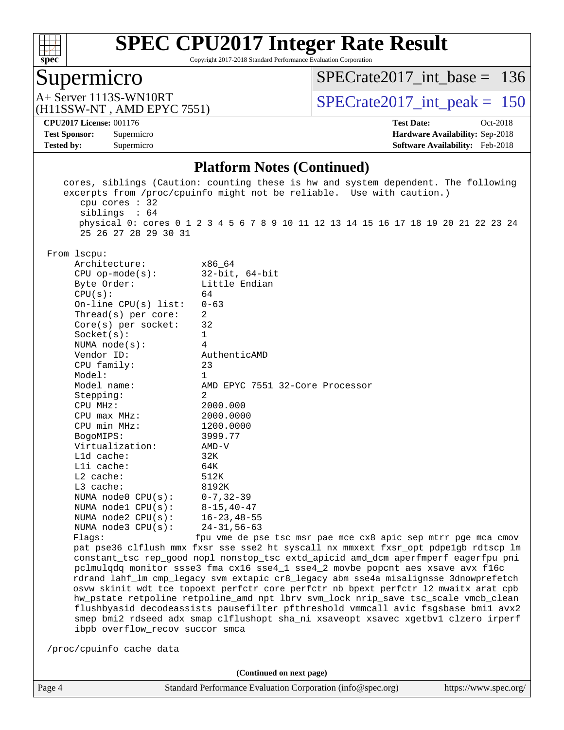# SPEC CPU2017 Integer Rate Result

Copyright 2017-2018 Standard Performance Evaluation Corporation

## Supermicro

A+ Server 1113S-WN10RT
(H11SSW-NT , AMD EPYC 7551)

SPECrate2017_int_base = 136

SPECrate2017_int_peak = 150

**CPU2017 License:** 001176
**Test Sponsor:** Supermicro
**Tested by:** Supermicro

**Test Date:** Oct-2018
**Hardware Availability:** Sep-2018
**Software Availability:** Feb-2018

### Platform Notes (Continued)

```
    cores, siblings (Caution: counting these is hw and system dependent. The following
    excerpts from /proc/cpuinfo might not be reliable.  Use with caution.)
       cpu cores : 32
       siblings  : 64
       physical 0: cores 0 1 2 3 4 5 6 7 8 9 10 11 12 13 14 15 16 17 18 19 20 21 22 23 24
       25 26 27 28 29 30 31

 From lscpu:
      Architecture:          x86_64
      CPU op-mode(s):        32-bit, 64-bit
      Byte Order:            Little Endian
      CPU(s):                64
      On-line CPU(s) list:   0-63
      Thread(s) per core:    2
      Core(s) per socket:    32
      Socket(s):             1
      NUMA node(s):          4
      Vendor ID:             AuthenticAMD
      CPU family:            23
      Model:                 1
      Model name:            AMD EPYC 7551 32-Core Processor
      Stepping:              2
      CPU MHz:               2000.000
      CPU max MHz:           2000.0000
      CPU min MHz:           1200.0000
      BogoMIPS:              3999.77
      Virtualization:        AMD-V
      L1d cache:             32K
      L1i cache:             64K
      L2 cache:              512K
      L3 cache:              8192K
      NUMA node0 CPU(s):     0-7,32-39
      NUMA node1 CPU(s):     8-15,40-47
      NUMA node2 CPU(s):     16-23,48-55
      NUMA node3 CPU(s):     24-31,56-63
      Flags:                 fpu vme de pse tsc msr pae mce cx8 apic sep mtrr pge mca cmov
      pat pse36 clflush mmx fxsr sse sse2 ht syscall nx mmxext fxsr_opt pdpe1gb rdtscp lm
      constant_tsc rep_good nopl nonstop_tsc extd_apicid amd_dcm aperfmperf eagerfpu pni
      pclmulqdq monitor ssse3 fma cx16 sse4_1 sse4_2 movbe popcnt aes xsave avx f16c
      rdrand lahf_lm cmp_legacy svm extapic cr8_legacy abm sse4a misalignsse 3dnowprefetch
      osvw skinit wdt tce topoext perfctr_core perfctr_nb bpext perfctr_l2 mwaitx arat cpb
      hw_pstate retpoline retpoline_amd npt lbrv svm_lock nrip_save tsc_scale vmcb_clean
      flushbyasid decodeassists pausefilter pfthreshold vmmcall avic fsgsbase bmi1 avx2
      smep bmi2 rdseed adx smap clflushopt sha_ni xsaveopt xsavec xgetbv1 clzero irperf
      ibpb overflow_recov succor smca

 /proc/cpuinfo cache data
```

**(Continued on next page)**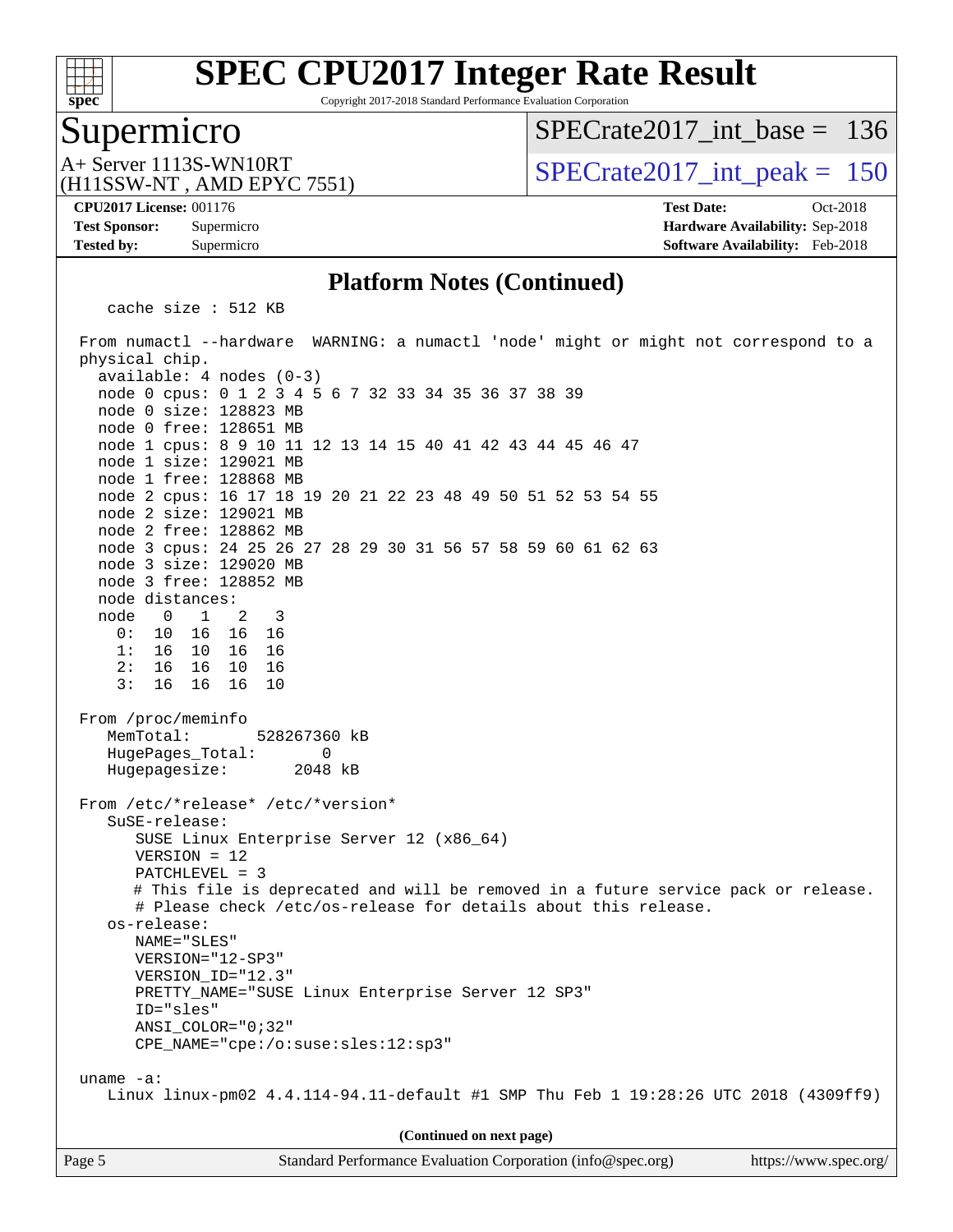# SPEC CPU2017 Integer Rate Result

Copyright 2017-2018 Standard Performance Evaluation Corporation

## Supermicro

A+ Server 1113S-WN10RT
(H11SSW-NT , AMD EPYC 7551)

SPECrate2017_int_base = 136

SPECrate2017_int_peak = 150

**CPU2017 License:** 001176
**Test Sponsor:** Supermicro
**Tested by:** Supermicro

**Test Date:** Oct-2018
**Hardware Availability:** Sep-2018
**Software Availability:** Feb-2018

### Platform Notes (Continued)

```
    cache size : 512 KB

 From numactl --hardware  WARNING: a numactl 'node' might or might not correspond to a
 physical chip.
   available: 4 nodes (0-3)
   node 0 cpus: 0 1 2 3 4 5 6 7 32 33 34 35 36 37 38 39
   node 0 size: 128823 MB
   node 0 free: 128651 MB
   node 1 cpus: 8 9 10 11 12 13 14 15 40 41 42 43 44 45 46 47
   node 1 size: 129021 MB
   node 1 free: 128868 MB
   node 2 cpus: 16 17 18 19 20 21 22 23 48 49 50 51 52 53 54 55
   node 2 size: 129021 MB
   node 2 free: 128862 MB
   node 3 cpus: 24 25 26 27 28 29 30 31 56 57 58 59 60 61 62 63
   node 3 size: 129020 MB
   node 3 free: 128852 MB
   node distances:
   node   0   1   2   3
     0:  10  16  16  16
     1:  16  10  16  16
     2:  16  16  10  16
     3:  16  16  16  10

 From /proc/meminfo
    MemTotal:       528267360 kB
    HugePages_Total:       0
    Hugepagesize:       2048 kB

 From /etc/*release* /etc/*version*
    SuSE-release:
       SUSE Linux Enterprise Server 12 (x86_64)
       VERSION = 12
       PATCHLEVEL = 3
       # This file is deprecated and will be removed in a future service pack or release.
       # Please check /etc/os-release for details about this release.
    os-release:
       NAME="SLES"
       VERSION="12-SP3"
       VERSION_ID="12.3"
       PRETTY_NAME="SUSE Linux Enterprise Server 12 SP3"
       ID="sles"
       ANSI_COLOR="0;32"
       CPE_NAME="cpe:/o:suse:sles:12:sp3"

 uname -a:
    Linux linux-pm02 4.4.114-94.11-default #1 SMP Thu Feb 1 19:28:26 UTC 2018 (4309ff9)
```

**(Continued on next page)**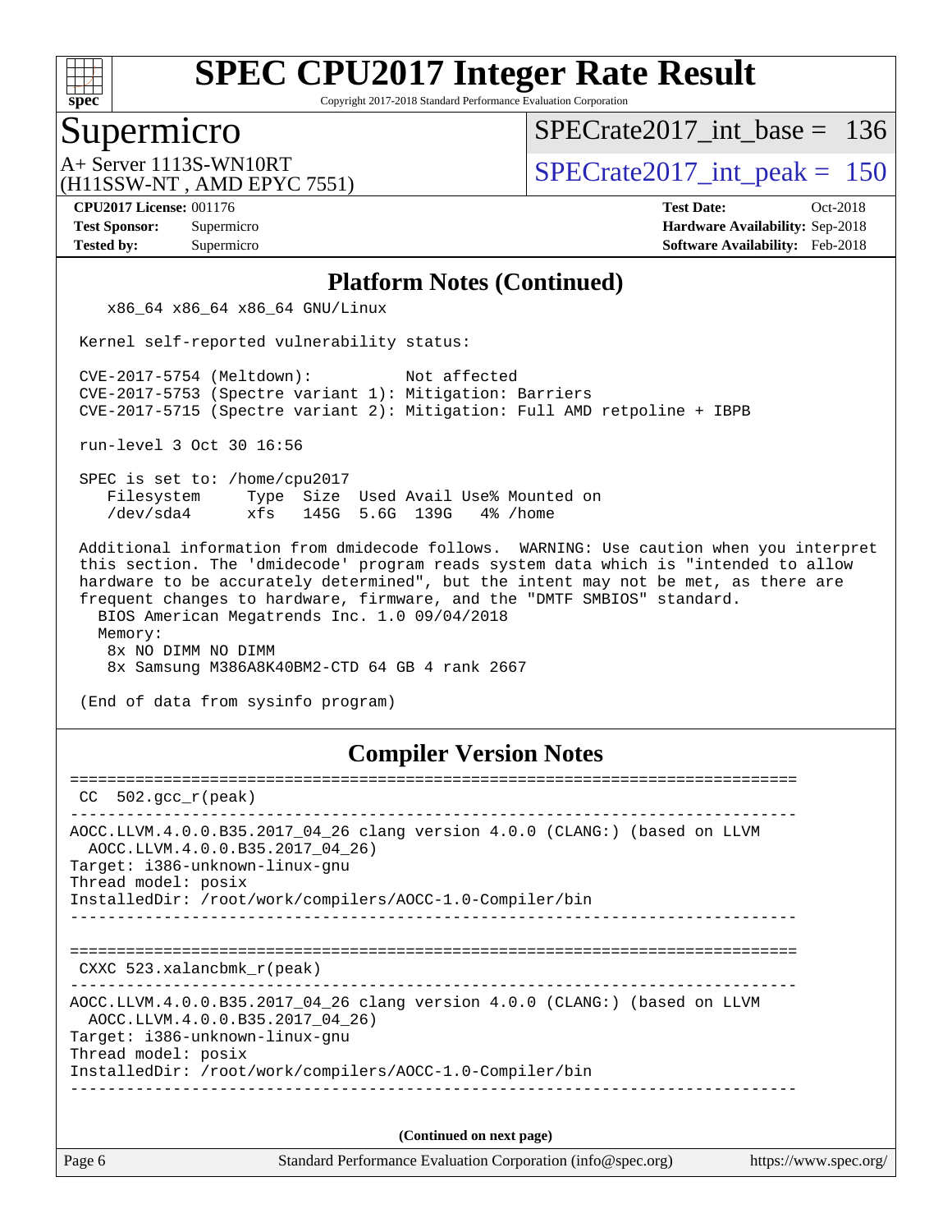## Platform Notes (Continued)

```
    x86_64 x86_64 x86_64 GNU/Linux

 Kernel self-reported vulnerability status:

 CVE-2017-5754 (Meltdown):          Not affected
 CVE-2017-5753 (Spectre variant 1): Mitigation: Barriers
 CVE-2017-5715 (Spectre variant 2): Mitigation: Full AMD retpoline + IBPB

 run-level 3 Oct 30 16:56

 SPEC is set to: /home/cpu2017
    Filesystem     Type  Size  Used Avail Use% Mounted on
    /dev/sda4      xfs   145G  5.6G  139G   4% /home

 Additional information from dmidecode follows.  WARNING: Use caution when you interpret
 this section. The 'dmidecode' program reads system data which is "intended to allow
 hardware to be accurately determined", but the intent may not be met, as there are
 frequent changes to hardware, firmware, and the "DMTF SMBIOS" standard.
   BIOS American Megatrends Inc. 1.0 09/04/2018
   Memory:
    8x NO DIMM NO DIMM
    8x Samsung M386A8K40BM2-CTD 64 GB 4 rank 2667

 (End of data from sysinfo program)
```

## Compiler Version Notes

```
==============================================================================
 CC  502.gcc_r(peak)
------------------------------------------------------------------------------
AOCC.LLVM.4.0.0.B35.2017_04_26 clang version 4.0.0 (CLANG:) (based on LLVM
  AOCC.LLVM.4.0.0.B35.2017_04_26)
Target: i386-unknown-linux-gnu
Thread model: posix
InstalledDir: /root/work/compilers/AOCC-1.0-Compiler/bin
------------------------------------------------------------------------------

==============================================================================
 CXXC 523.xalancbmk_r(peak)
------------------------------------------------------------------------------
AOCC.LLVM.4.0.0.B35.2017_04_26 clang version 4.0.0 (CLANG:) (based on LLVM
  AOCC.LLVM.4.0.0.B35.2017_04_26)
Target: i386-unknown-linux-gnu
Thread model: posix
InstalledDir: /root/work/compilers/AOCC-1.0-Compiler/bin
------------------------------------------------------------------------------
```

(Continued on next page)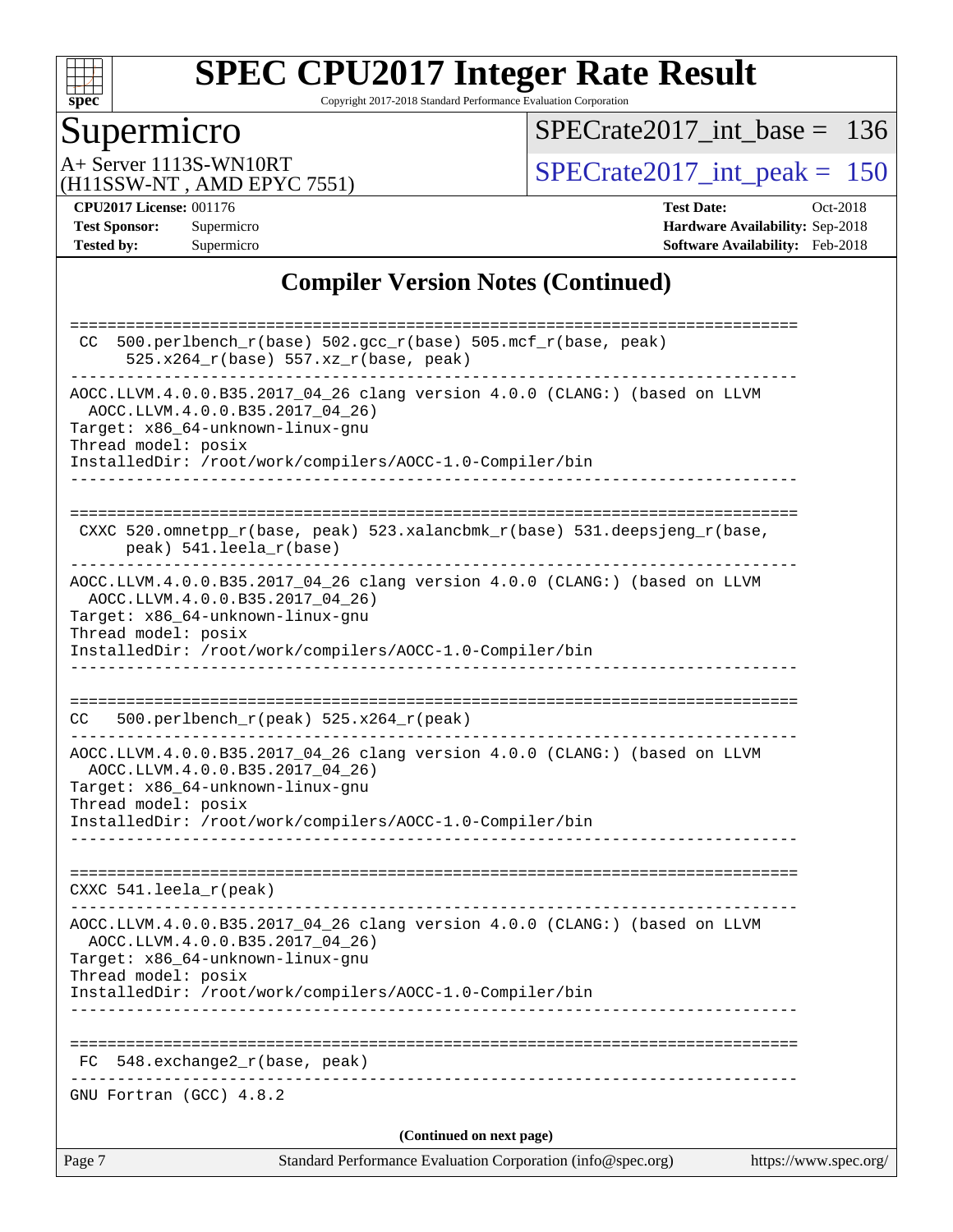# SPEC CPU2017 Integer Rate Result

Copyright 2017-2018 Standard Performance Evaluation Corporation

## Supermicro

A+ Server 1113S-WN10RT
(H11SSW-NT , AMD EPYC 7551)

SPECrate2017_int_base = 136

SPECrate2017_int_peak = 150

**CPU2017 License:** 001176
**Test Sponsor:** Supermicro
**Tested by:** Supermicro

**Test Date:** Oct-2018
**Hardware Availability:** Sep-2018
**Software Availability:** Feb-2018

## Compiler Version Notes (Continued)

```
==============================================================================
 CC  500.perlbench_r(base) 502.gcc_r(base) 505.mcf_r(base, peak)
      525.x264_r(base) 557.xz_r(base, peak)
------------------------------------------------------------------------------
AOCC.LLVM.4.0.0.B35.2017_04_26 clang version 4.0.0 (CLANG:) (based on LLVM
  AOCC.LLVM.4.0.0.B35.2017_04_26)
Target: x86_64-unknown-linux-gnu
Thread model: posix
InstalledDir: /root/work/compilers/AOCC-1.0-Compiler/bin
------------------------------------------------------------------------------

==============================================================================
 CXXC 520.omnetpp_r(base, peak) 523.xalancbmk_r(base) 531.deepsjeng_r(base,
      peak) 541.leela_r(base)
------------------------------------------------------------------------------
AOCC.LLVM.4.0.0.B35.2017_04_26 clang version 4.0.0 (CLANG:) (based on LLVM
  AOCC.LLVM.4.0.0.B35.2017_04_26)
Target: x86_64-unknown-linux-gnu
Thread model: posix
InstalledDir: /root/work/compilers/AOCC-1.0-Compiler/bin
------------------------------------------------------------------------------

==============================================================================
CC   500.perlbench_r(peak) 525.x264_r(peak)
------------------------------------------------------------------------------
AOCC.LLVM.4.0.0.B35.2017_04_26 clang version 4.0.0 (CLANG:) (based on LLVM
  AOCC.LLVM.4.0.0.B35.2017_04_26)
Target: x86_64-unknown-linux-gnu
Thread model: posix
InstalledDir: /root/work/compilers/AOCC-1.0-Compiler/bin
------------------------------------------------------------------------------

==============================================================================
CXXC 541.leela_r(peak)
------------------------------------------------------------------------------
AOCC.LLVM.4.0.0.B35.2017_04_26 clang version 4.0.0 (CLANG:) (based on LLVM
  AOCC.LLVM.4.0.0.B35.2017_04_26)
Target: x86_64-unknown-linux-gnu
Thread model: posix
InstalledDir: /root/work/compilers/AOCC-1.0-Compiler/bin
------------------------------------------------------------------------------

==============================================================================
 FC  548.exchange2_r(base, peak)
------------------------------------------------------------------------------
GNU Fortran (GCC) 4.8.2
```

**(Continued on next page)**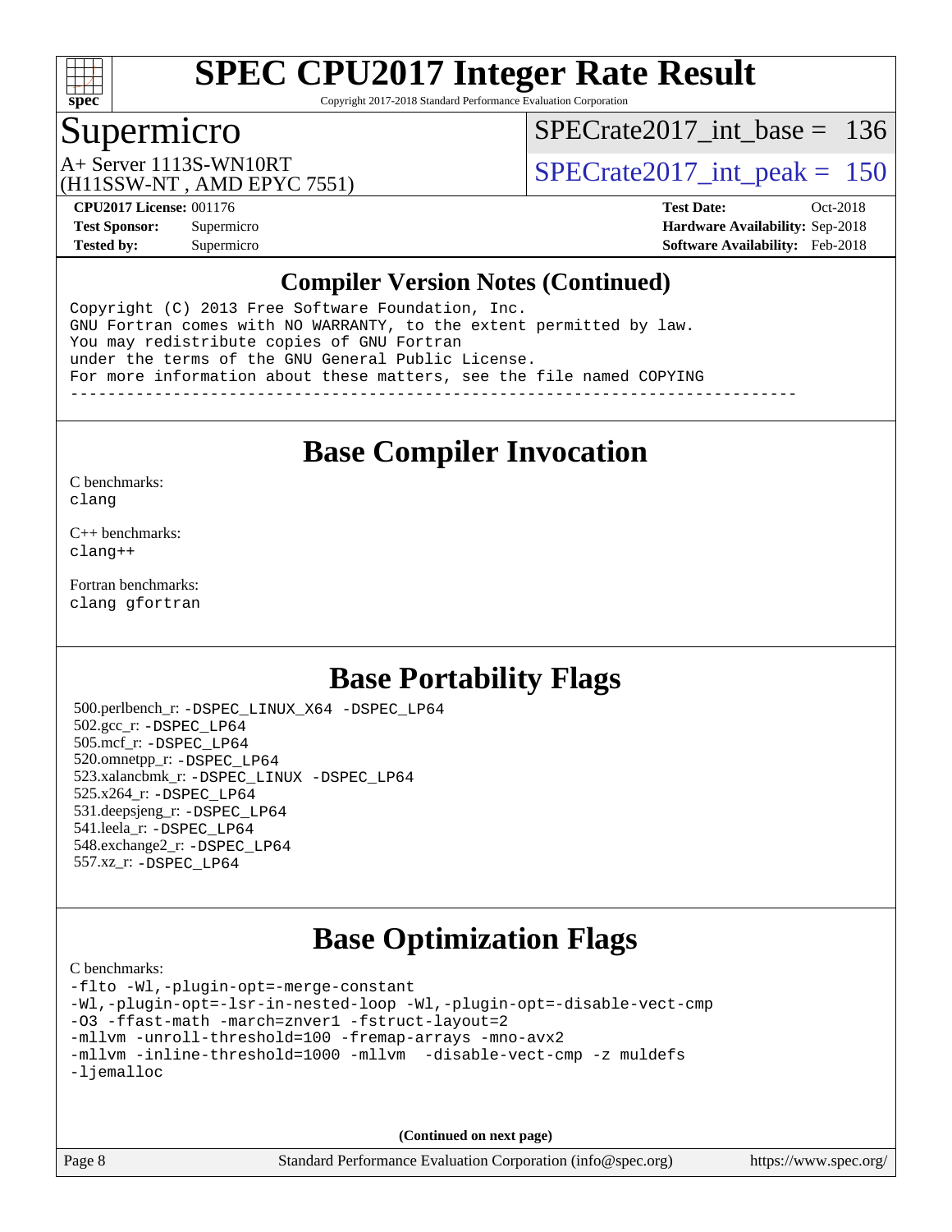# SPEC CPU2017 Integer Rate Result

Copyright 2017-2018 Standard Performance Evaluation Corporation

## Supermicro

A+ Server 1113S-WN10RT
(H11SSW-NT , AMD EPYC 7551)

SPECrate2017_int_base = 136

SPECrate2017_int_peak = 150

**CPU2017 License:** 001176
**Test Sponsor:** Supermicro
**Tested by:** Supermicro

**Test Date:** Oct-2018
**Hardware Availability:** Sep-2018
**Software Availability:** Feb-2018

## Compiler Version Notes (Continued)

```
Copyright (C) 2013 Free Software Foundation, Inc.
GNU Fortran comes with NO WARRANTY, to the extent permitted by law.
You may redistribute copies of GNU Fortran
under the terms of the GNU General Public License.
For more information about these matters, see the file named COPYING
------------------------------------------------------------------------------
```

## Base Compiler Invocation

C benchmarks:
clang

C++ benchmarks:
clang++

Fortran benchmarks:
clang gfortran

## Base Portability Flags

500.perlbench_r: -DSPEC_LINUX_X64 -DSPEC_LP64
502.gcc_r: -DSPEC_LP64
505.mcf_r: -DSPEC_LP64
520.omnetpp_r: -DSPEC_LP64
523.xalancbmk_r: -DSPEC_LINUX -DSPEC_LP64
525.x264_r: -DSPEC_LP64
531.deepsjeng_r: -DSPEC_LP64
541.leela_r: -DSPEC_LP64
548.exchange2_r: -DSPEC_LP64
557.xz_r: -DSPEC_LP64

## Base Optimization Flags

C benchmarks:

```
-flto -Wl,-plugin-opt=-merge-constant
-Wl,-plugin-opt=-lsr-in-nested-loop -Wl,-plugin-opt=-disable-vect-cmp
-O3 -ffast-math -march=znver1 -fstruct-layout=2
-mllvm -unroll-threshold=100 -fremap-arrays -mno-avx2
-mllvm -inline-threshold=1000 -mllvm  -disable-vect-cmp -z muldefs
-ljemalloc
```

**(Continued on next page)**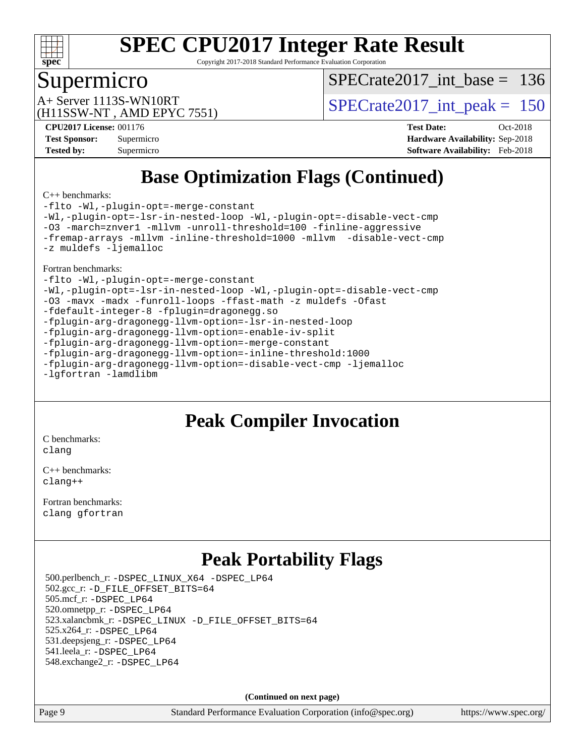# SPEC CPU2017 Integer Rate Result

Copyright 2017-2018 Standard Performance Evaluation Corporation

## Supermicro

A+ Server 1113S-WN10RT
(H11SSW-NT , AMD EPYC 7551)

SPECrate2017_int_base = 136

SPECrate2017_int_peak = 150

| | | | |
|---|---|---|---|
| **CPU2017 License:** | 001176 | **Test Date:** | Oct-2018 |
| **Test Sponsor:** | Supermicro | **Hardware Availability:** | Sep-2018 |
| **Tested by:** | Supermicro | **Software Availability:** | Feb-2018 |

## Base Optimization Flags (Continued)

C++ benchmarks:

```
-flto -Wl,-plugin-opt=-merge-constant
-Wl,-plugin-opt=-lsr-in-nested-loop -Wl,-plugin-opt=-disable-vect-cmp
-O3 -march=znver1 -mllvm -unroll-threshold=100 -finline-aggressive
-fremap-arrays -mllvm -inline-threshold=1000 -mllvm  -disable-vect-cmp
-z muldefs -ljemalloc
```

Fortran benchmarks:

```
-flto -Wl,-plugin-opt=-merge-constant
-Wl,-plugin-opt=-lsr-in-nested-loop -Wl,-plugin-opt=-disable-vect-cmp
-O3 -mavx -madx -funroll-loops -ffast-math -z muldefs -Ofast
-fdefault-integer-8 -fplugin=dragonegg.so
-fplugin-arg-dragonegg-llvm-option=-lsr-in-nested-loop
-fplugin-arg-dragonegg-llvm-option=-enable-iv-split
-fplugin-arg-dragonegg-llvm-option=-merge-constant
-fplugin-arg-dragonegg-llvm-option=-inline-threshold:1000
-fplugin-arg-dragonegg-llvm-option=-disable-vect-cmp -ljemalloc
-lgfortran -lamdlibm
```

## Peak Compiler Invocation

C benchmarks:
```
clang
```

C++ benchmarks:
```
clang++
```

Fortran benchmarks:
```
clang gfortran
```

## Peak Portability Flags

500.perlbench_r: -DSPEC_LINUX_X64 -DSPEC_LP64
502.gcc_r: -D_FILE_OFFSET_BITS=64
505.mcf_r: -DSPEC_LP64
520.omnetpp_r: -DSPEC_LP64
523.xalancbmk_r: -DSPEC_LINUX -D_FILE_OFFSET_BITS=64
525.x264_r: -DSPEC_LP64
531.deepsjeng_r: -DSPEC_LP64
541.leela_r: -DSPEC_LP64
548.exchange2_r: -DSPEC_LP64

**(Continued on next page)**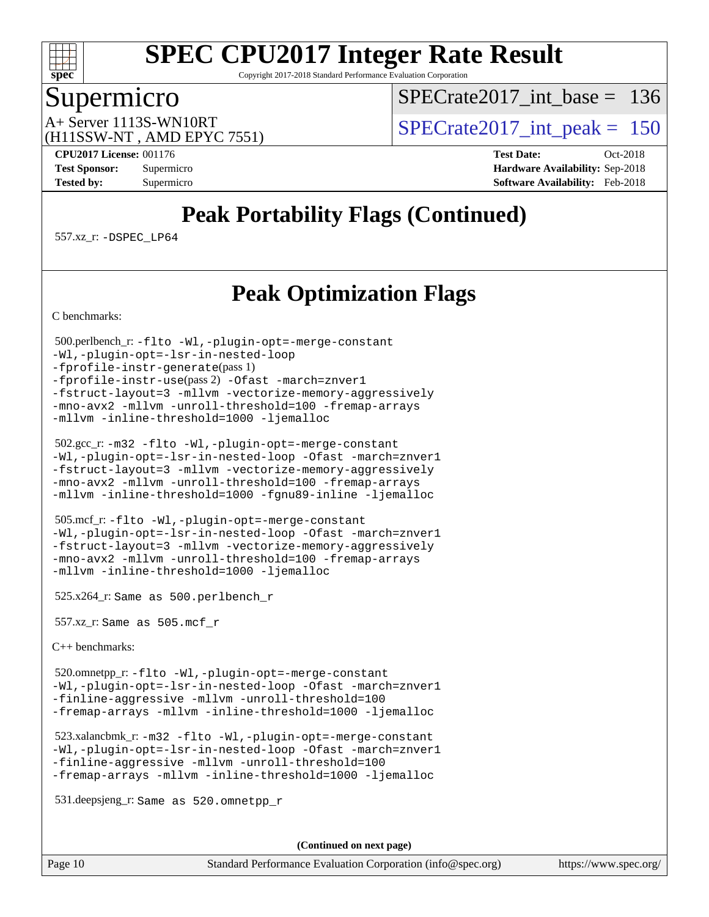# Peak Portability Flags (Continued)

557.xz_r: -DSPEC_LP64

# Peak Optimization Flags

C benchmarks:

500.perlbench_r: -flto -Wl,-plugin-opt=-merge-constant
-Wl,-plugin-opt=-lsr-in-nested-loop
-fprofile-instr-generate(pass 1)
-fprofile-instr-use(pass 2) -Ofast -march=znver1
-fstruct-layout=3 -mllvm -vectorize-memory-aggressively
-mno-avx2 -mllvm -unroll-threshold=100 -fremap-arrays
-mllvm -inline-threshold=1000 -ljemalloc

502.gcc_r: -m32 -flto -Wl,-plugin-opt=-merge-constant
-Wl,-plugin-opt=-lsr-in-nested-loop -Ofast -march=znver1
-fstruct-layout=3 -mllvm -vectorize-memory-aggressively
-mno-avx2 -mllvm -unroll-threshold=100 -fremap-arrays
-mllvm -inline-threshold=1000 -fgnu89-inline -ljemalloc

505.mcf_r: -flto -Wl,-plugin-opt=-merge-constant
-Wl,-plugin-opt=-lsr-in-nested-loop -Ofast -march=znver1
-fstruct-layout=3 -mllvm -vectorize-memory-aggressively
-mno-avx2 -mllvm -unroll-threshold=100 -fremap-arrays
-mllvm -inline-threshold=1000 -ljemalloc

525.x264_r: Same as 500.perlbench_r

557.xz_r: Same as 505.mcf_r

C++ benchmarks:

520.omnetpp_r: -flto -Wl,-plugin-opt=-merge-constant
-Wl,-plugin-opt=-lsr-in-nested-loop -Ofast -march=znver1
-finline-aggressive -mllvm -unroll-threshold=100
-fremap-arrays -mllvm -inline-threshold=1000 -ljemalloc

523.xalancbmk_r: -m32 -flto -Wl,-plugin-opt=-merge-constant
-Wl,-plugin-opt=-lsr-in-nested-loop -Ofast -march=znver1
-finline-aggressive -mllvm -unroll-threshold=100
-fremap-arrays -mllvm -inline-threshold=1000 -ljemalloc

531.deepsjeng_r: Same as 520.omnetpp_r

**(Continued on next page)**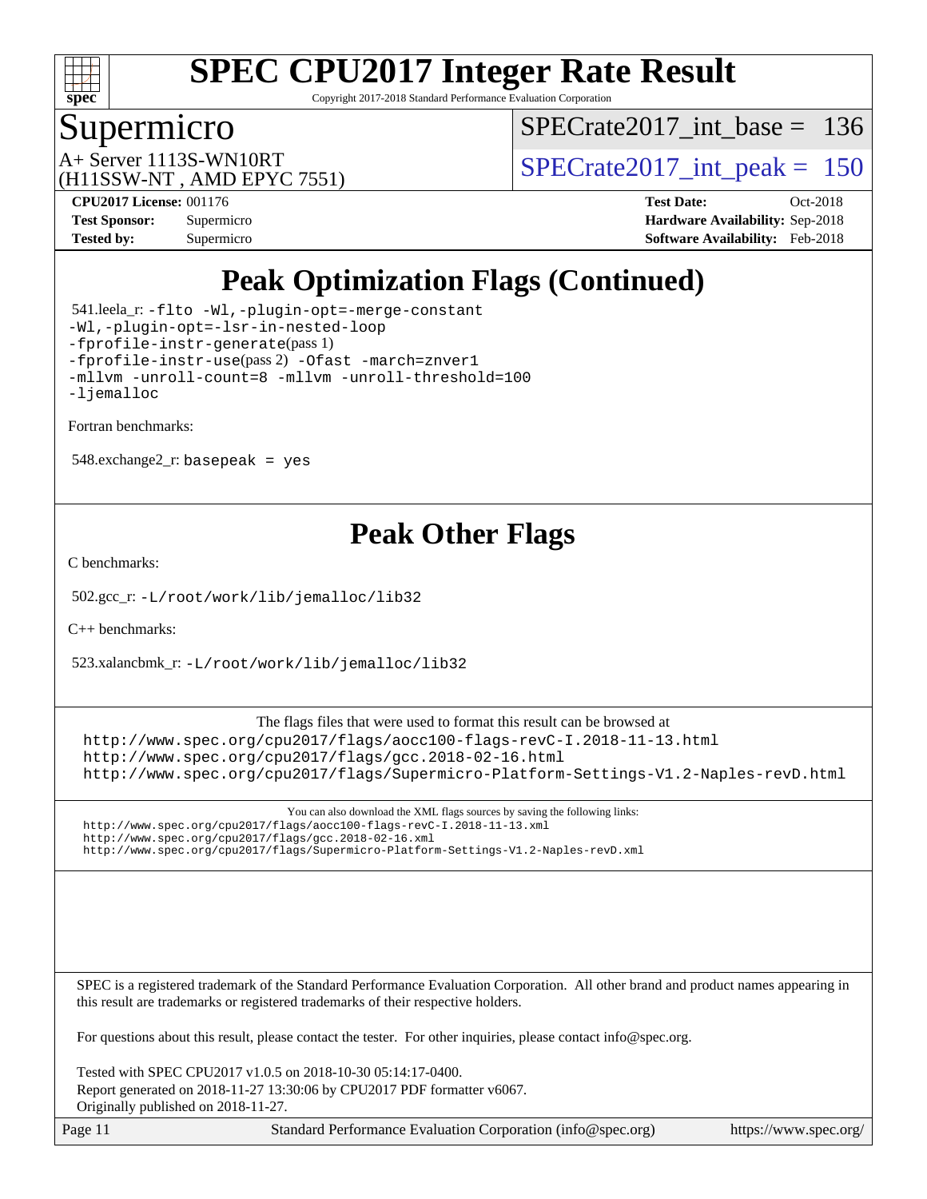# Peak Optimization Flags (Continued)

541.leela_r: -flto -Wl,-plugin-opt=-merge-constant -Wl,-plugin-opt=-lsr-in-nested-loop -fprofile-instr-generate(pass 1) -fprofile-instr-use(pass 2) -Ofast -march=znver1 -mllvm -unroll-count=8 -mllvm -unroll-threshold=100 -ljemalloc

Fortran benchmarks:

548.exchange2_r: basepeak = yes

# Peak Other Flags

C benchmarks:

502.gcc_r: -L/root/work/lib/jemalloc/lib32

C++ benchmarks:

523.xalancbmk_r: -L/root/work/lib/jemalloc/lib32

The flags files that were used to format this result can be browsed at

http://www.spec.org/cpu2017/flags/aocc100-flags-revC-I.2018-11-13.html
http://www.spec.org/cpu2017/flags/gcc.2018-02-16.html
http://www.spec.org/cpu2017/flags/Supermicro-Platform-Settings-V1.2-Naples-revD.html

You can also download the XML flags sources by saving the following links:

http://www.spec.org/cpu2017/flags/aocc100-flags-revC-I.2018-11-13.xml
http://www.spec.org/cpu2017/flags/gcc.2018-02-16.xml
http://www.spec.org/cpu2017/flags/Supermicro-Platform-Settings-V1.2-Naples-revD.xml

SPEC is a registered trademark of the Standard Performance Evaluation Corporation. All other brand and product names appearing in this result are trademarks or registered trademarks of their respective holders.

For questions about this result, please contact the tester. For other inquiries, please contact info@spec.org.

Tested with SPEC CPU2017 v1.0.5 on 2018-10-30 05:14:17-0400.
Report generated on 2018-11-27 13:30:06 by CPU2017 PDF formatter v6067.
Originally published on 2018-11-27.